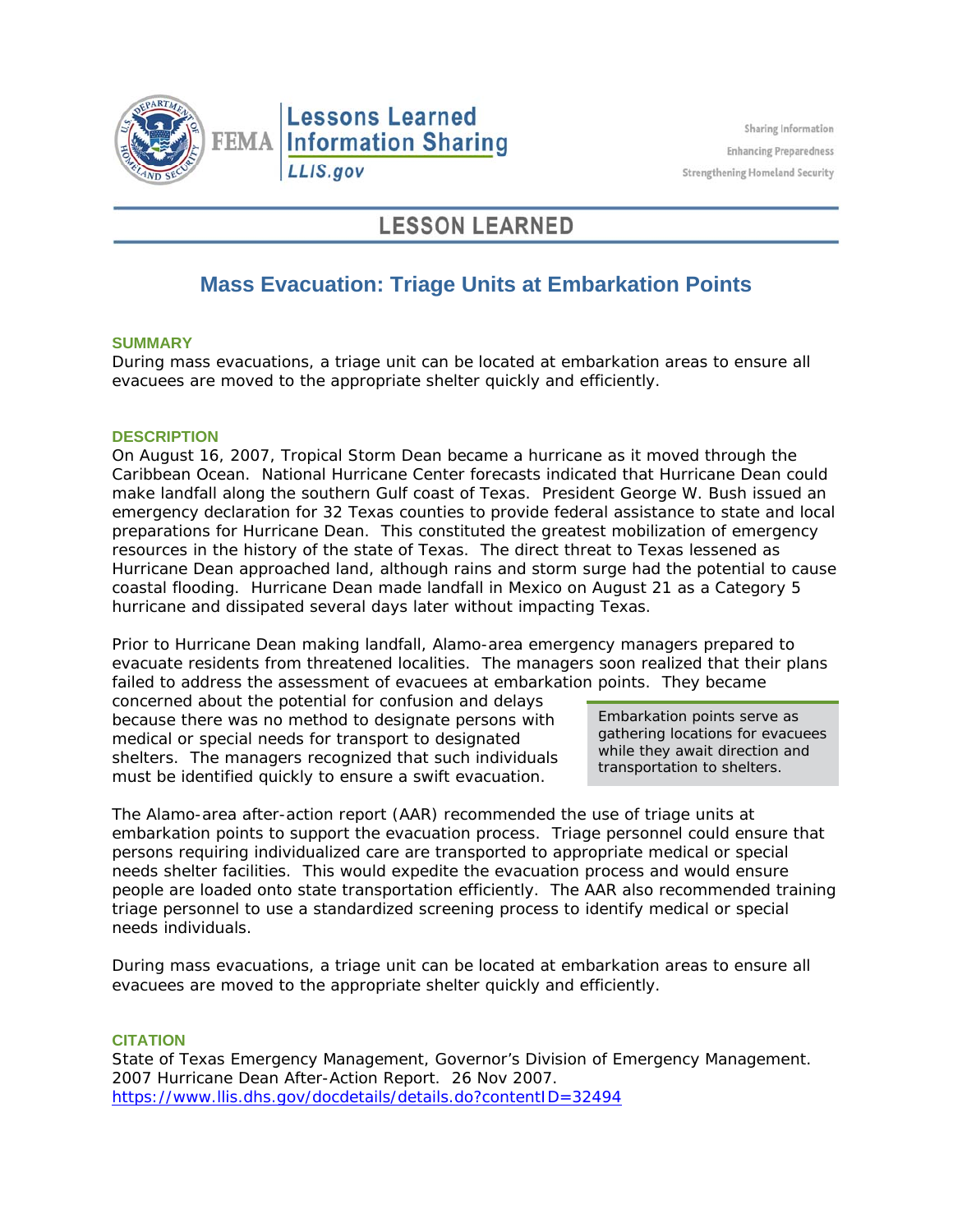FEMA | Lessons Learned Information Sharing | LLIS.gov

Sharing Information
Enhancing Preparedness
Strengthening Homeland Security

## LESSON LEARNED

# Mass Evacuation: Triage Units at Embarkation Points

### SUMMARY

During mass evacuations, a triage unit can be located at embarkation areas to ensure all evacuees are moved to the appropriate shelter quickly and efficiently.

### DESCRIPTION

On August 16, 2007, Tropical Storm Dean became a hurricane as it moved through the Caribbean Ocean. National Hurricane Center forecasts indicated that Hurricane Dean could make landfall along the southern Gulf coast of Texas. President George W. Bush issued an emergency declaration for 32 Texas counties to provide federal assistance to state and local preparations for Hurricane Dean. This constituted the greatest mobilization of emergency resources in the history of the state of Texas. The direct threat to Texas lessened as Hurricane Dean approached land, although rains and storm surge had the potential to cause coastal flooding. Hurricane Dean made landfall in Mexico on August 21 as a Category 5 hurricane and dissipated several days later without impacting Texas.

Prior to Hurricane Dean making landfall, Alamo-area emergency managers prepared to evacuate residents from threatened localities. The managers soon realized that their plans failed to address the assessment of evacuees at embarkation points. They became concerned about the potential for confusion and delays because there was no method to designate persons with medical or special needs for transport to designated shelters. The managers recognized that such individuals must be identified quickly to ensure a swift evacuation.

> Embarkation points serve as gathering locations for evacuees while they await direction and transportation to shelters.

The Alamo-area after-action report (AAR) recommended the use of triage units at embarkation points to support the evacuation process. Triage personnel could ensure that persons requiring individualized care are transported to appropriate medical or special needs shelter facilities. This would expedite the evacuation process and would ensure people are loaded onto state transportation efficiently. The AAR also recommended training triage personnel to use a standardized screening process to identify medical or special needs individuals.

During mass evacuations, a triage unit can be located at embarkation areas to ensure all evacuees are moved to the appropriate shelter quickly and efficiently.

### CITATION

State of Texas Emergency Management, Governor's Division of Emergency Management. 2007 Hurricane Dean After-Action Report. 26 Nov 2007.
https://www.llis.dhs.gov/docdetails/details.do?contentID=32494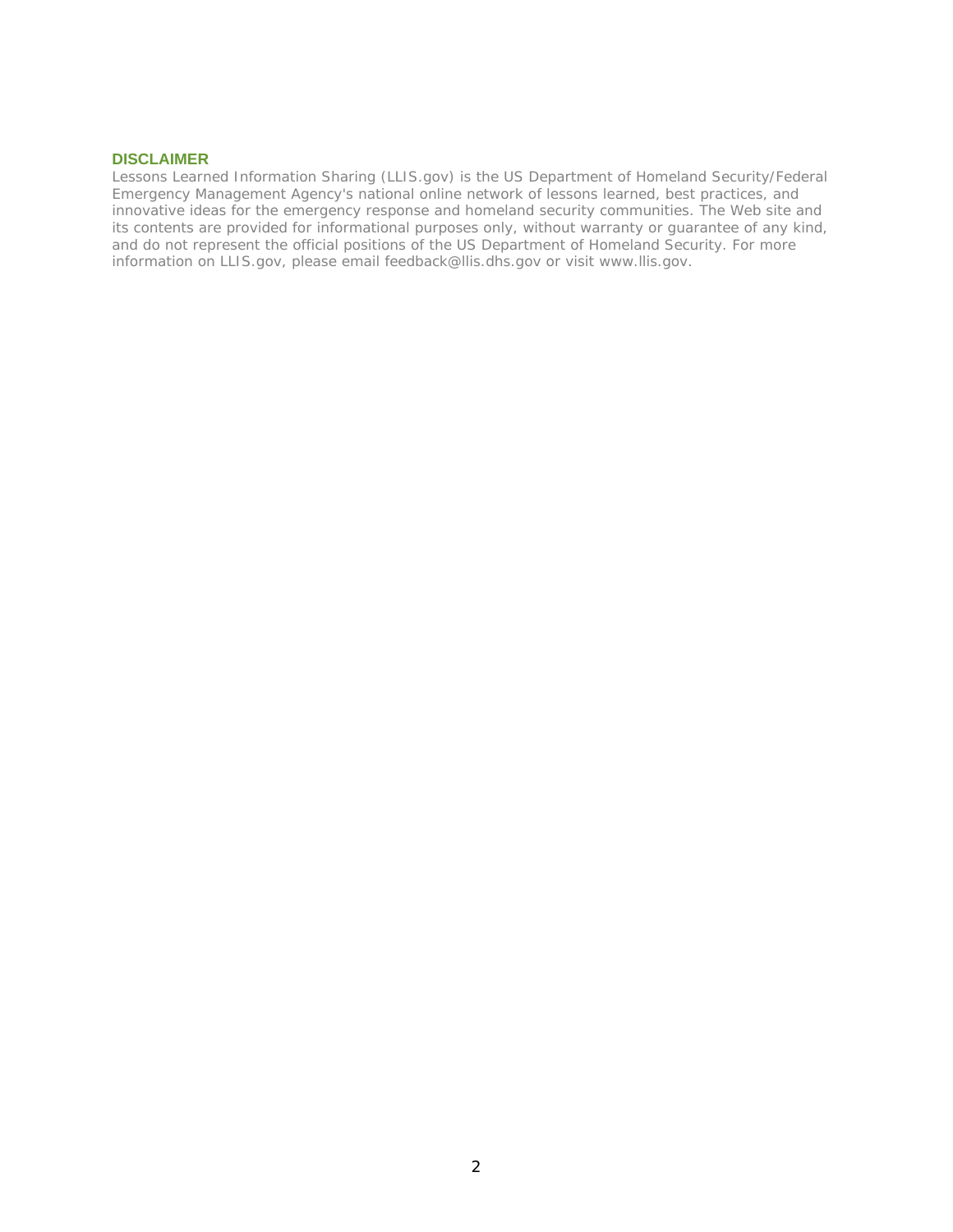## DISCLAIMER

Lessons Learned Information Sharing (LLIS.gov) is the US Department of Homeland Security/Federal Emergency Management Agency's national online network of lessons learned, best practices, and innovative ideas for the emergency response and homeland security communities. The Web site and its contents are provided for informational purposes only, without warranty or guarantee of any kind, and do not represent the official positions of the US Department of Homeland Security. For more information on LLIS.gov, please email feedback@llis.dhs.gov or visit www.llis.gov.